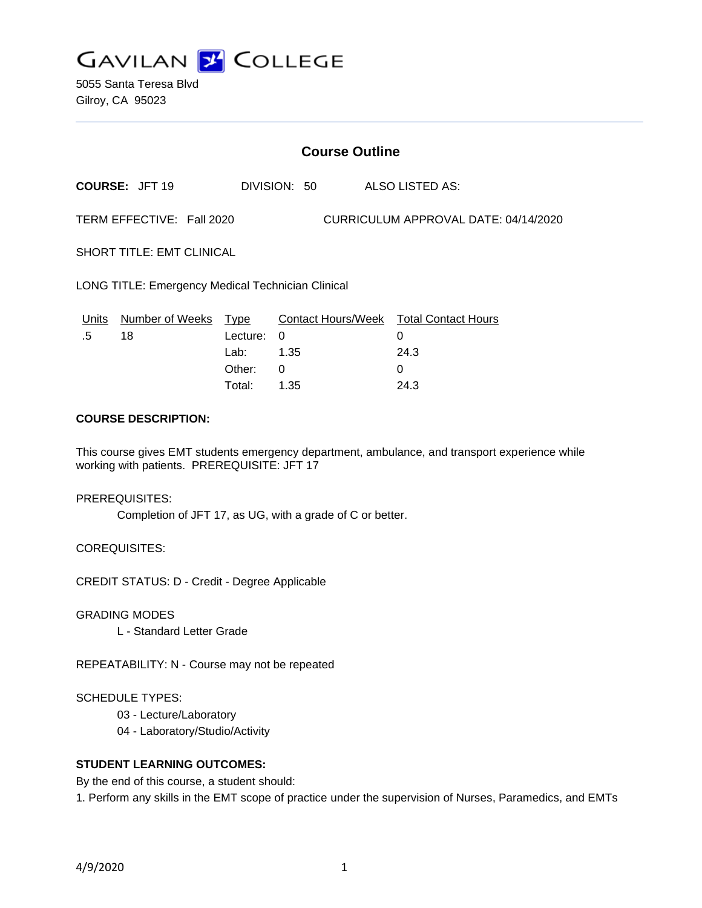# GAVILAN COLLEGE

5055 Santa Teresa Blvd
Gilroy, CA 95023

## Course Outline

**COURSE:** JFT 19 DIVISION: 50 ALSO LISTED AS:

TERM EFFECTIVE: Fall 2020 CURRICULUM APPROVAL DATE: 04/14/2020

SHORT TITLE: EMT CLINICAL

LONG TITLE: Emergency Medical Technician Clinical

| Units | Number of Weeks | Type | Contact Hours/Week | Total Contact Hours |
|---|---|---|---|---|
| .5 | 18 | Lecture: | 0 | 0 |
| | | Lab: | 1.35 | 24.3 |
| | | Other: | 0 | 0 |
| | | Total: | 1.35 | 24.3 |

**COURSE DESCRIPTION:**

This course gives EMT students emergency department, ambulance, and transport experience while working with patients. PREREQUISITE: JFT 17

PREREQUISITES:

Completion of JFT 17, as UG, with a grade of C or better.

COREQUISITES:

CREDIT STATUS: D - Credit - Degree Applicable

GRADING MODES

L - Standard Letter Grade

REPEATABILITY: N - Course may not be repeated

SCHEDULE TYPES:

03 - Lecture/Laboratory
04 - Laboratory/Studio/Activity

**STUDENT LEARNING OUTCOMES:**

By the end of this course, a student should:

1. Perform any skills in the EMT scope of practice under the supervision of Nurses, Paramedics, and EMTs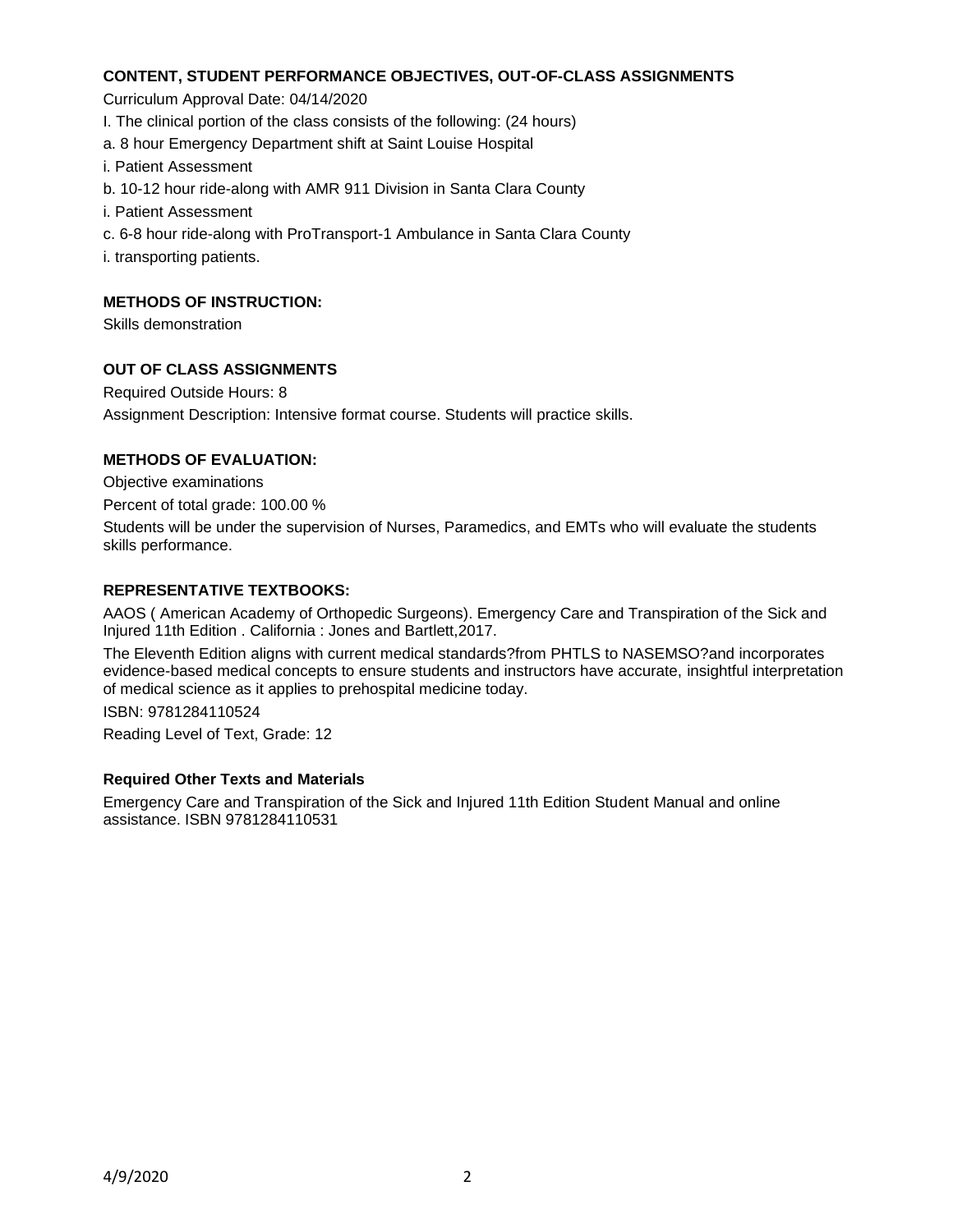**CONTENT, STUDENT PERFORMANCE OBJECTIVES, OUT-OF-CLASS ASSIGNMENTS**

Curriculum Approval Date: 04/14/2020

I. The clinical portion of the class consists of the following: (24 hours)

a. 8 hour Emergency Department shift at Saint Louise Hospital

i. Patient Assessment

b. 10-12 hour ride-along with AMR 911 Division in Santa Clara County

i. Patient Assessment

c. 6-8 hour ride-along with ProTransport-1 Ambulance in Santa Clara County

i. transporting patients.

**METHODS OF INSTRUCTION:**

Skills demonstration

**OUT OF CLASS ASSIGNMENTS**

Required Outside Hours: 8

Assignment Description: Intensive format course. Students will practice skills.

**METHODS OF EVALUATION:**

Objective examinations

Percent of total grade: 100.00 %

Students will be under the supervision of Nurses, Paramedics, and EMTs who will evaluate the students skills performance.

**REPRESENTATIVE TEXTBOOKS:**

AAOS ( American Academy of Orthopedic Surgeons). Emergency Care and Transpiration of the Sick and Injured 11th Edition . California : Jones and Bartlett,2017.

The Eleventh Edition aligns with current medical standards?from PHTLS to NASEMSO?and incorporates evidence-based medical concepts to ensure students and instructors have accurate, insightful interpretation of medical science as it applies to prehospital medicine today.

ISBN: 9781284110524

Reading Level of Text, Grade: 12

**Required Other Texts and Materials**

Emergency Care and Transpiration of the Sick and Injured 11th Edition Student Manual and online assistance. ISBN 9781284110531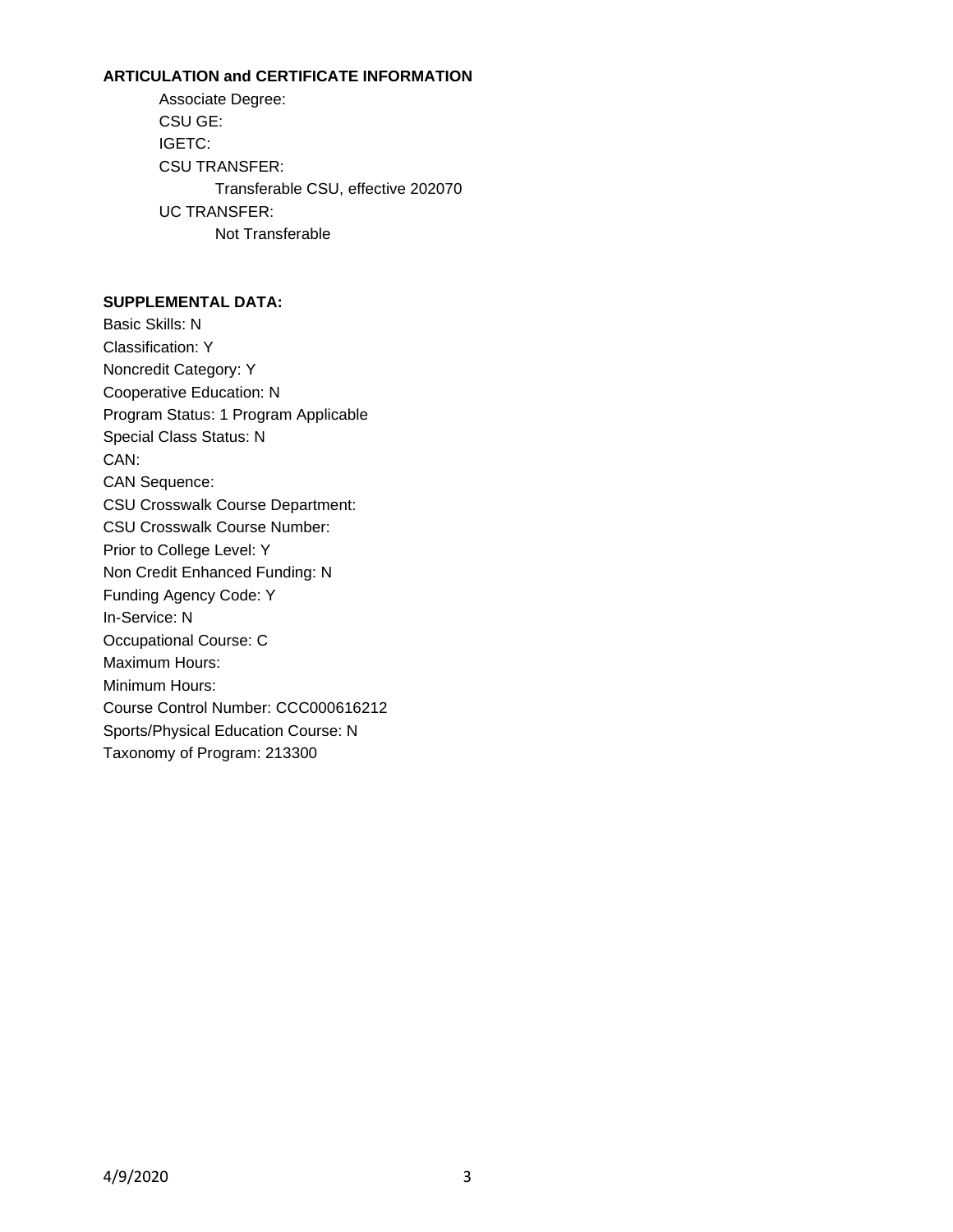**ARTICULATION and CERTIFICATE INFORMATION**

Associate Degree:

CSU GE:

IGETC:

CSU TRANSFER:

Transferable CSU, effective 202070

UC TRANSFER:

Not Transferable

**SUPPLEMENTAL DATA:**

Basic Skills: N

Classification: Y

Noncredit Category: Y

Cooperative Education: N

Program Status: 1 Program Applicable

Special Class Status: N

CAN:

CAN Sequence:

CSU Crosswalk Course Department:

CSU Crosswalk Course Number:

Prior to College Level: Y

Non Credit Enhanced Funding: N

Funding Agency Code: Y

In-Service: N

Occupational Course: C

Maximum Hours:

Minimum Hours:

Course Control Number: CCC000616212

Sports/Physical Education Course: N

Taxonomy of Program: 213300